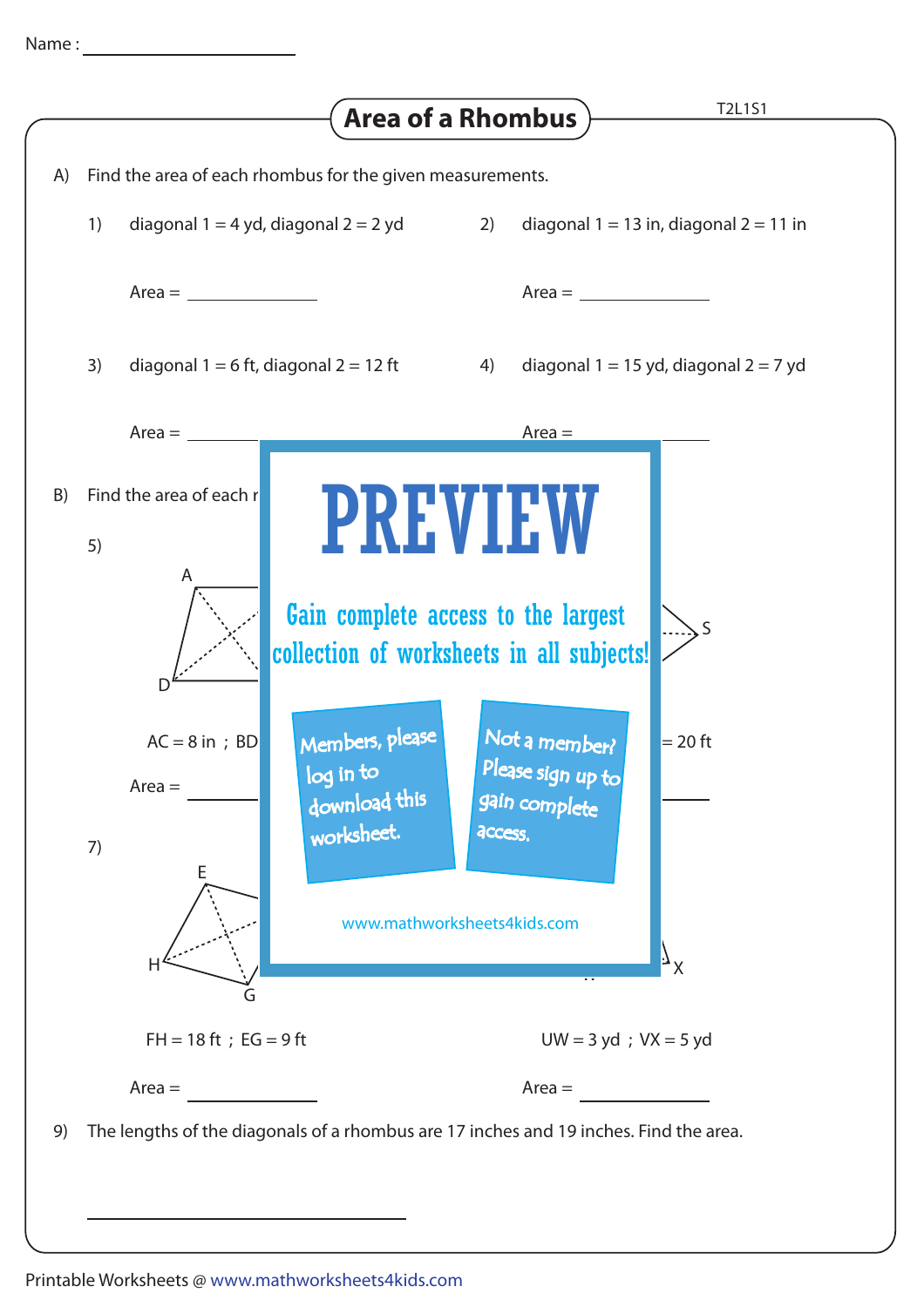Name : ____________________

# Area of a Rhombus

A) Find the area of each rhombus for the given measurements.

1) diagonal 1 = 4 yd, diagonal 2 = 2 yd

Area = ____________

2) diagonal 1 = 13 in, diagonal 2 = 11 in

Area = ____________

3) diagonal 1 = 6 ft, diagonal 2 = 12 ft

Area = ____________

4) diagonal 1 = 15 yd, diagonal 2 = 7 yd

Area = ____________

B) Find the area of each r

5)

A

D

S

AC = 8 in ; BD

= 20 ft

Area = ____________

Area = ____________

7)

E

H

G

X

FH = 18 ft ; EG = 9 ft

Area = ____________

UW = 3 yd ; VX = 5 yd

Area = ____________

PREVIEW

Gain complete access to the largest collection of worksheets in all subjects!

Members, please log in to download this worksheet.

Not a member? Please sign up to gain complete access.

www.mathworksheets4kids.com

9) The lengths of the diagonals of a rhombus are 17 inches and 19 inches. Find the area.

____________________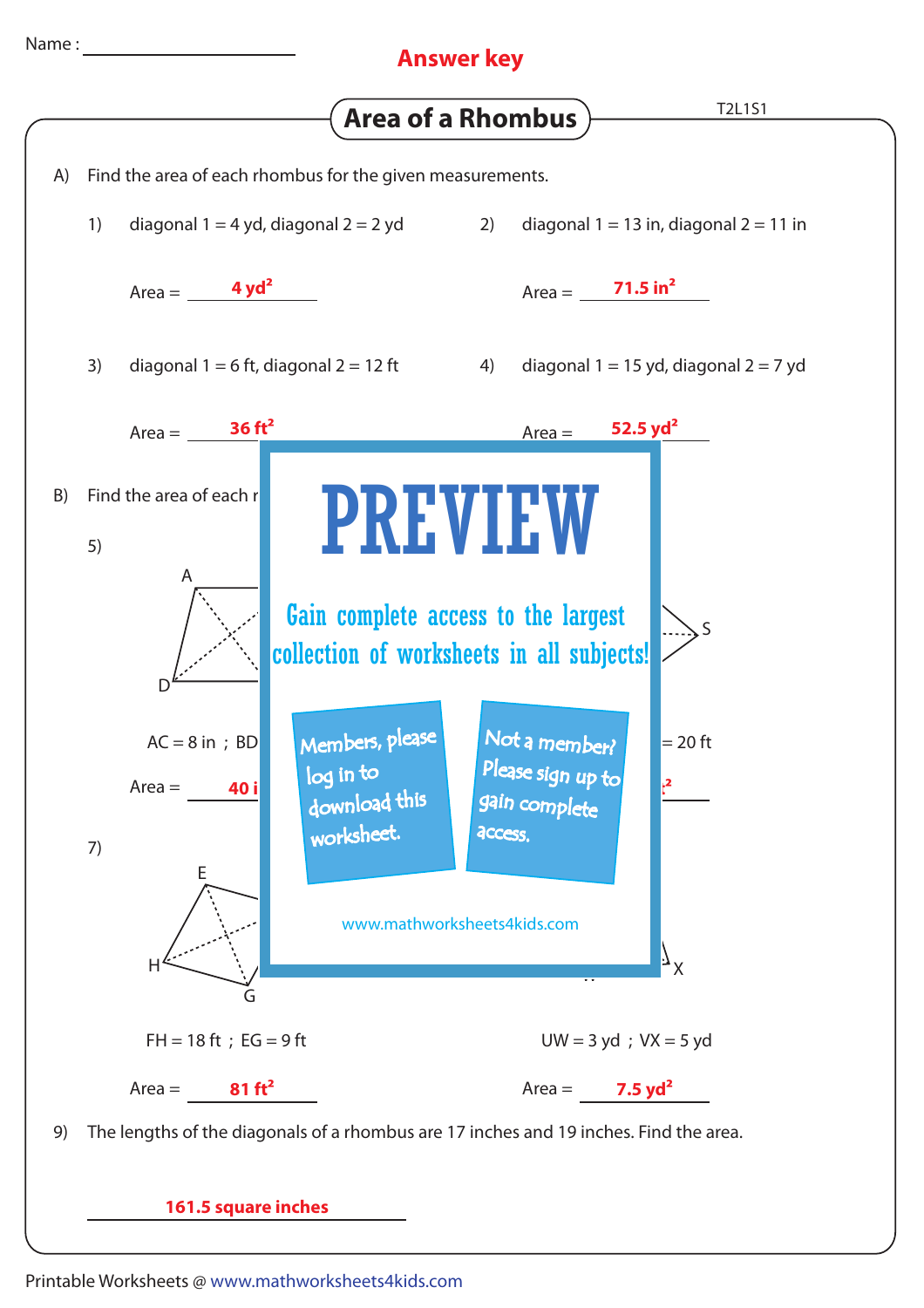Name : ____________

**Answer key**

# Area of a Rhombus

A) Find the area of each rhombus for the given measurements.

1) diagonal 1 = 4 yd, diagonal 2 = 2 yd

Area = **4 yd$^2$**

2) diagonal 1 = 13 in, diagonal 2 = 11 in

Area = **71.5 in$^2$**

3) diagonal 1 = 6 ft, diagonal 2 = 12 ft

Area = **36 ft$^2$**

4) diagonal 1 = 15 yd, diagonal 2 = 7 yd

Area = **52.5 yd$^2$**

B) Find the area of each r

5)

A

D

S

AC = 8 in ; BD

= 20 ft

Area = **40 i**

7)

E

H

G

X

FH = 18 ft ; EG = 9 ft

Area = **81 ft$^2$**

UW = 3 yd ; VX = 5 yd

Area = **7.5 yd$^2$**

9) The lengths of the diagonals of a rhombus are 17 inches and 19 inches. Find the area.

**161.5 square inches**

PREVIEW

Gain complete access to the largest collection of worksheets in all subjects!

Members, please log in to download this worksheet.

Not a member? Please sign up to gain complete access.

www.mathworksheets4kids.com